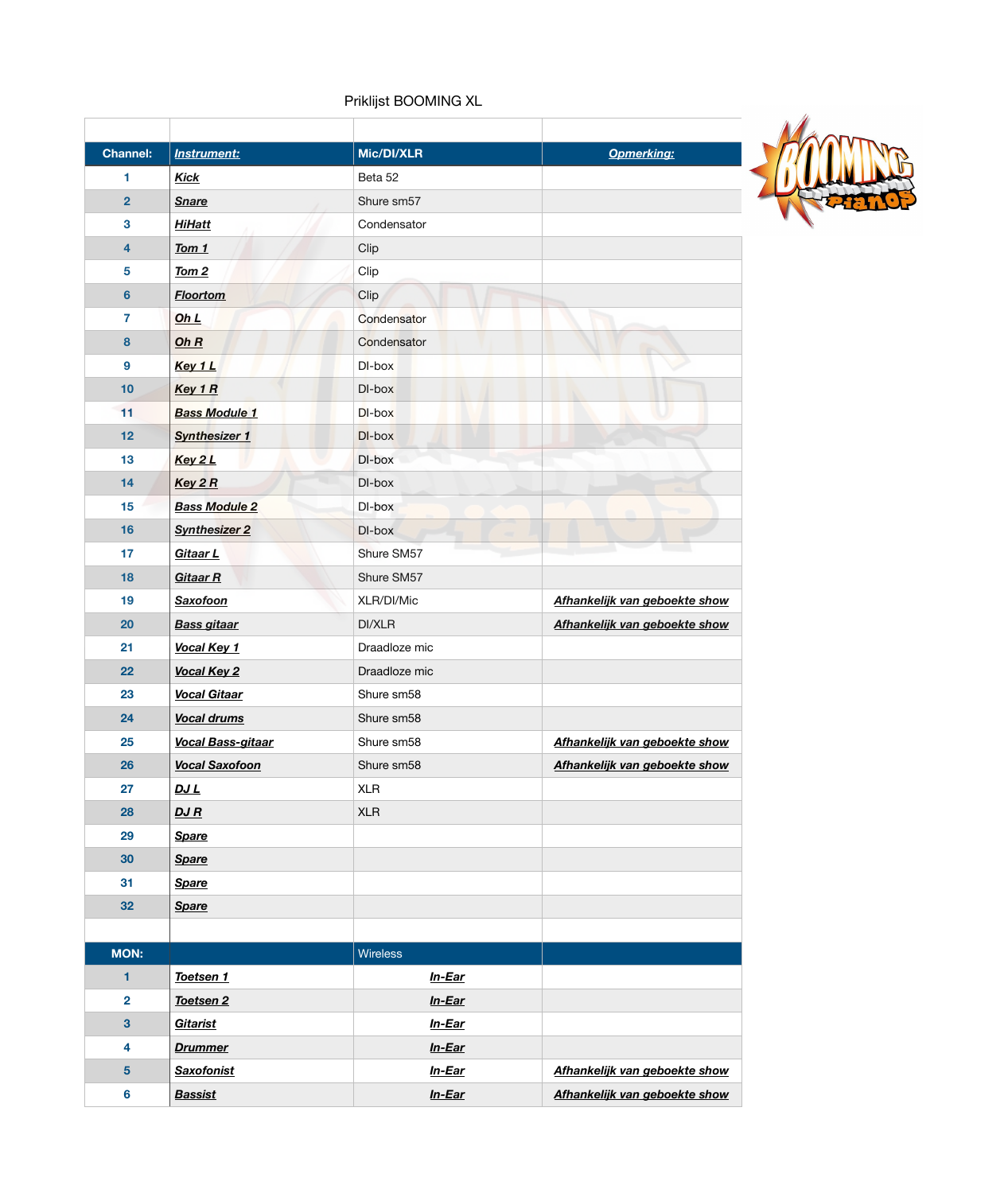# Priklijst BOOMING XL

| Channel: | Instrument: | Mic/DI/XLR | Opmerking: |
|---|---|---|---|
| 1 | Kick | Beta 52 | |
| 2 | Snare | Shure sm57 | |
| 3 | HiHatt | Condensator | |
| 4 | Tom 1 | Clip | |
| 5 | Tom 2 | Clip | |
| 6 | Floortom | Clip | |
| 7 | Oh L | Condensator | |
| 8 | Oh R | Condensator | |
| 9 | Key 1 L | DI-box | |
| 10 | Key 1 R | DI-box | |
| 11 | Bass Module 1 | DI-box | |
| 12 | Synthesizer 1 | DI-box | |
| 13 | Key 2 L | DI-box | |
| 14 | Key 2 R | DI-box | |
| 15 | Bass Module 2 | DI-box | |
| 16 | Synthesizer 2 | DI-box | |
| 17 | Gitaar L | Shure SM57 | |
| 18 | Gitaar R | Shure SM57 | |
| 19 | Saxofoon | XLR/DI/Mic | Afhankelijk van geboekte show |
| 20 | Bass gitaar | DI/XLR | Afhankelijk van geboekte show |
| 21 | Vocal Key 1 | Draadloze mic | |
| 22 | Vocal Key 2 | Draadloze mic | |
| 23 | Vocal Gitaar | Shure sm58 | |
| 24 | Vocal drums | Shure sm58 | |
| 25 | Vocal Bass-gitaar | Shure sm58 | Afhankelijk van geboekte show |
| 26 | Vocal Saxofoon | Shure sm58 | Afhankelijk van geboekte show |
| 27 | DJ L | XLR | |
| 28 | DJ R | XLR | |
| 29 | Spare | | |
| 30 | Spare | | |
| 31 | Spare | | |
| 32 | Spare | | |

| MON: | | Wireless | |
|---|---|---|---|
| 1 | Toetsen 1 | In-Ear | |
| 2 | Toetsen 2 | In-Ear | |
| 3 | Gitarist | In-Ear | |
| 4 | Drummer | In-Ear | |
| 5 | Saxofonist | In-Ear | Afhankelijk van geboekte show |
| 6 | Bassist | In-Ear | Afhankelijk van geboekte show |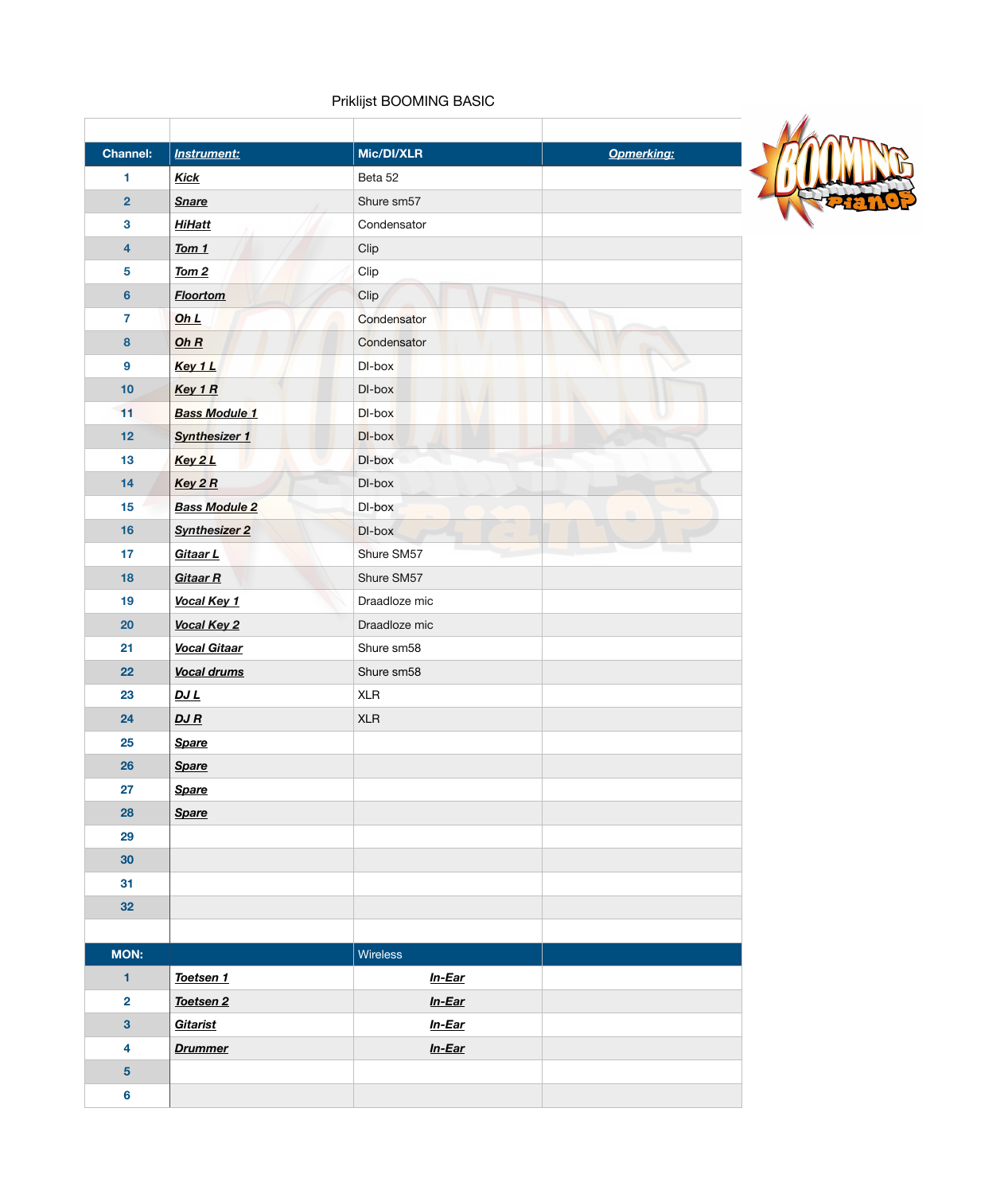Priklijst BOOMING BASIC

| Channel: | ***Instrument:*** | Mic/DI/XLR | ***Opmerking:*** |
|---|---|---|---|
| 1 | ***Kick*** | Beta 52 | |
| 2 | ***Snare*** | Shure sm57 | |
| 3 | ***HiHatt*** | Condensator | |
| 4 | ***Tom 1*** | Clip | |
| 5 | ***Tom 2*** | Clip | |
| 6 | ***Floortom*** | Clip | |
| 7 | ***Oh L*** | Condensator | |
| 8 | ***Oh R*** | Condensator | |
| 9 | ***Key 1 L*** | DI-box | |
| 10 | ***Key 1 R*** | DI-box | |
| 11 | ***Bass Module 1*** | DI-box | |
| 12 | ***Synthesizer 1*** | DI-box | |
| 13 | ***Key 2 L*** | DI-box | |
| 14 | ***Key 2 R*** | DI-box | |
| 15 | ***Bass Module 2*** | DI-box | |
| 16 | ***Synthesizer 2*** | DI-box | |
| 17 | ***Gitaar L*** | Shure SM57 | |
| 18 | ***Gitaar R*** | Shure SM57 | |
| 19 | ***Vocal Key 1*** | Draadloze mic | |
| 20 | ***Vocal Key 2*** | Draadloze mic | |
| 21 | ***Vocal Gitaar*** | Shure sm58 | |
| 22 | ***Vocal drums*** | Shure sm58 | |
| 23 | ***DJ L*** | XLR | |
| 24 | ***DJ R*** | XLR | |
| 25 | ***Spare*** | | |
| 26 | ***Spare*** | | |
| 27 | ***Spare*** | | |
| 28 | ***Spare*** | | |
| 29 | | | |
| 30 | | | |
| 31 | | | |
| 32 | | | |

| MON: | | Wireless | |
|---|---|---|---|
| 1 | ***Toetsen 1*** | ***In-Ear*** | |
| 2 | ***Toetsen 2*** | ***In-Ear*** | |
| 3 | ***Gitarist*** | ***In-Ear*** | |
| 4 | ***Drummer*** | ***In-Ear*** | |
| 5 | | | |
| 6 | | | |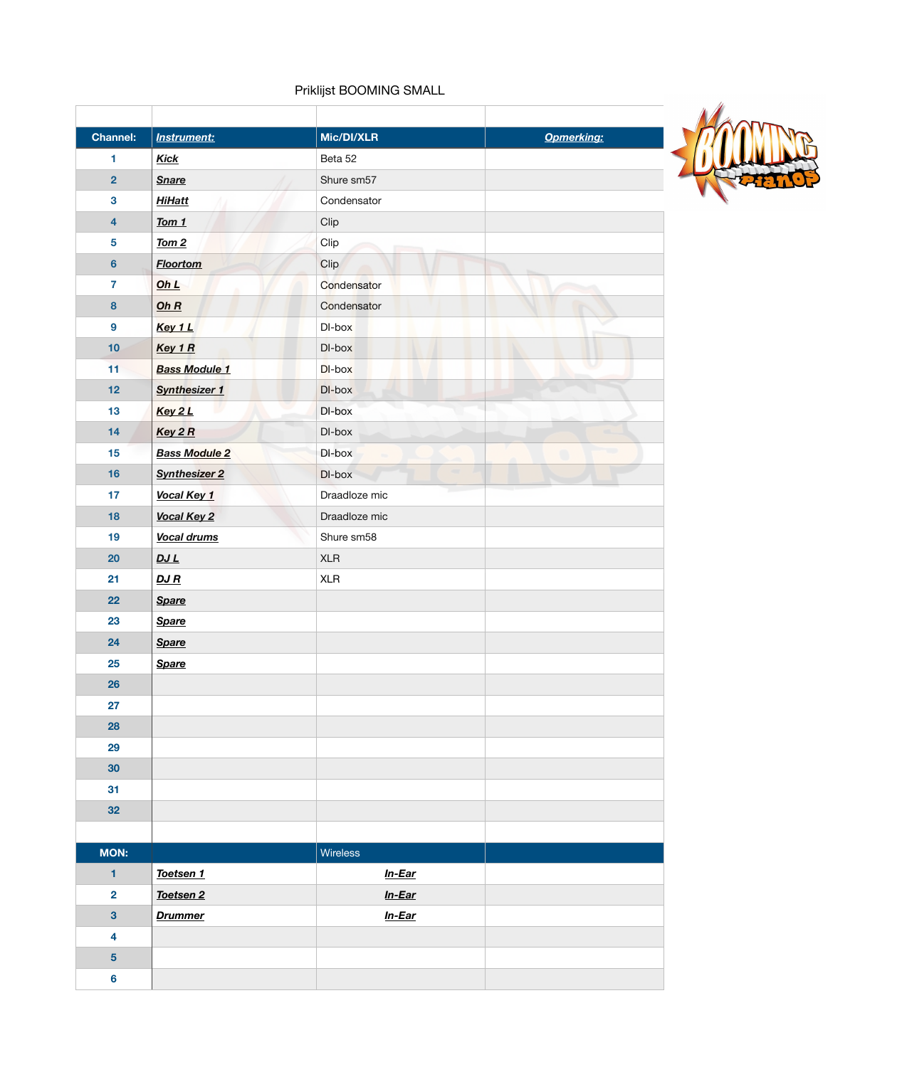Priklijst BOOMING SMALL

| Channel: | ***Instrument:*** | Mic/DI/XLR | ***Opmerking:*** |
|---|---|---|---|
| 1 | ***Kick*** | Beta 52 | |
| 2 | ***Snare*** | Shure sm57 | |
| 3 | ***HiHatt*** | Condensator | |
| 4 | ***Tom 1*** | Clip | |
| 5 | ***Tom 2*** | Clip | |
| 6 | ***Floortom*** | Clip | |
| 7 | ***Oh L*** | Condensator | |
| 8 | ***Oh R*** | Condensator | |
| 9 | ***Key 1 L*** | DI-box | |
| 10 | ***Key 1 R*** | DI-box | |
| 11 | ***Bass Module 1*** | DI-box | |
| 12 | ***Synthesizer 1*** | DI-box | |
| 13 | ***Key 2 L*** | DI-box | |
| 14 | ***Key 2 R*** | DI-box | |
| 15 | ***Bass Module 2*** | DI-box | |
| 16 | ***Synthesizer 2*** | DI-box | |
| 17 | ***Vocal Key 1*** | Draadloze mic | |
| 18 | ***Vocal Key 2*** | Draadloze mic | |
| 19 | ***Vocal drums*** | Shure sm58 | |
| 20 | ***DJ L*** | XLR | |
| 21 | ***DJ R*** | XLR | |
| 22 | ***Spare*** | | |
| 23 | ***Spare*** | | |
| 24 | ***Spare*** | | |
| 25 | ***Spare*** | | |
| 26 | | | |
| 27 | | | |
| 28 | | | |
| 29 | | | |
| 30 | | | |
| 31 | | | |
| 32 | | | |

| MON: | | Wireless | |
|---|---|---|---|
| 1 | ***Toetsen 1*** | ***In-Ear*** | |
| 2 | ***Toetsen 2*** | ***In-Ear*** | |
| 3 | ***Drummer*** | ***In-Ear*** | |
| 4 | | | |
| 5 | | | |
| 6 | | | |